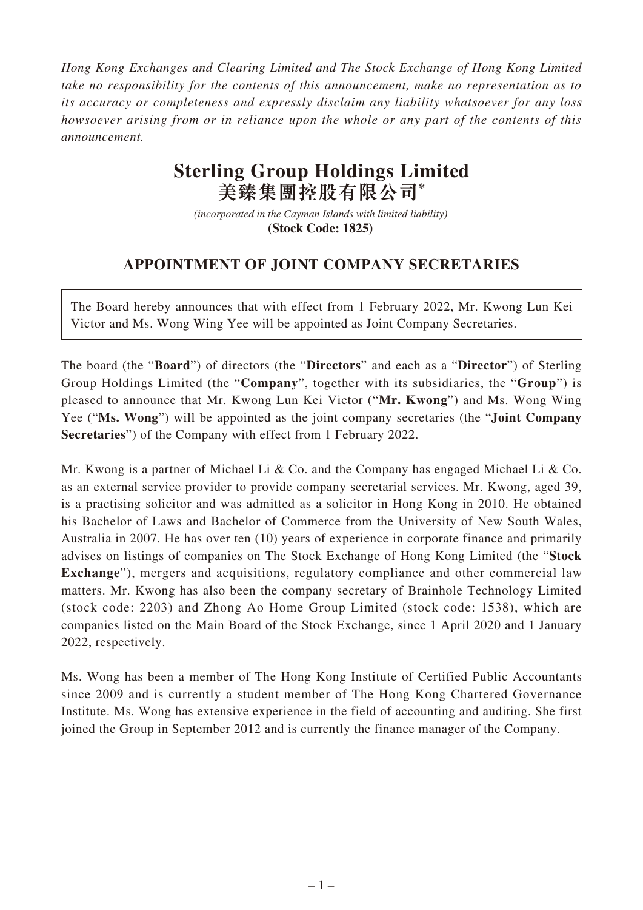*Hong Kong Exchanges and Clearing Limited and The Stock Exchange of Hong Kong Limited take no responsibility for the contents of this announcement, make no representation as to its accuracy or completeness and expressly disclaim any liability whatsoever for any loss howsoever arising from or in reliance upon the whole or any part of the contents of this announcement.*

# Sterling Group Holdings Limited
# 美臻集團控股有限公司*

*(incorporated in the Cayman Islands with limited liability)*
**(Stock Code: 1825)**

## APPOINTMENT OF JOINT COMPANY SECRETARIES

The Board hereby announces that with effect from 1 February 2022, Mr. Kwong Lun Kei Victor and Ms. Wong Wing Yee will be appointed as Joint Company Secretaries.

The board (the "**Board**") of directors (the "**Directors**" and each as a "**Director**") of Sterling Group Holdings Limited (the "**Company**", together with its subsidiaries, the "**Group**") is pleased to announce that Mr. Kwong Lun Kei Victor ("**Mr. Kwong**") and Ms. Wong Wing Yee ("**Ms. Wong**") will be appointed as the joint company secretaries (the "**Joint Company Secretaries**") of the Company with effect from 1 February 2022.

Mr. Kwong is a partner of Michael Li & Co. and the Company has engaged Michael Li & Co. as an external service provider to provide company secretarial services. Mr. Kwong, aged 39, is a practising solicitor and was admitted as a solicitor in Hong Kong in 2010. He obtained his Bachelor of Laws and Bachelor of Commerce from the University of New South Wales, Australia in 2007. He has over ten (10) years of experience in corporate finance and primarily advises on listings of companies on The Stock Exchange of Hong Kong Limited (the "**Stock Exchange**"), mergers and acquisitions, regulatory compliance and other commercial law matters. Mr. Kwong has also been the company secretary of Brainhole Technology Limited (stock code: 2203) and Zhong Ao Home Group Limited (stock code: 1538), which are companies listed on the Main Board of the Stock Exchange, since 1 April 2020 and 1 January 2022, respectively.

Ms. Wong has been a member of The Hong Kong Institute of Certified Public Accountants since 2009 and is currently a student member of The Hong Kong Chartered Governance Institute. Ms. Wong has extensive experience in the field of accounting and auditing. She first joined the Group in September 2012 and is currently the finance manager of the Company.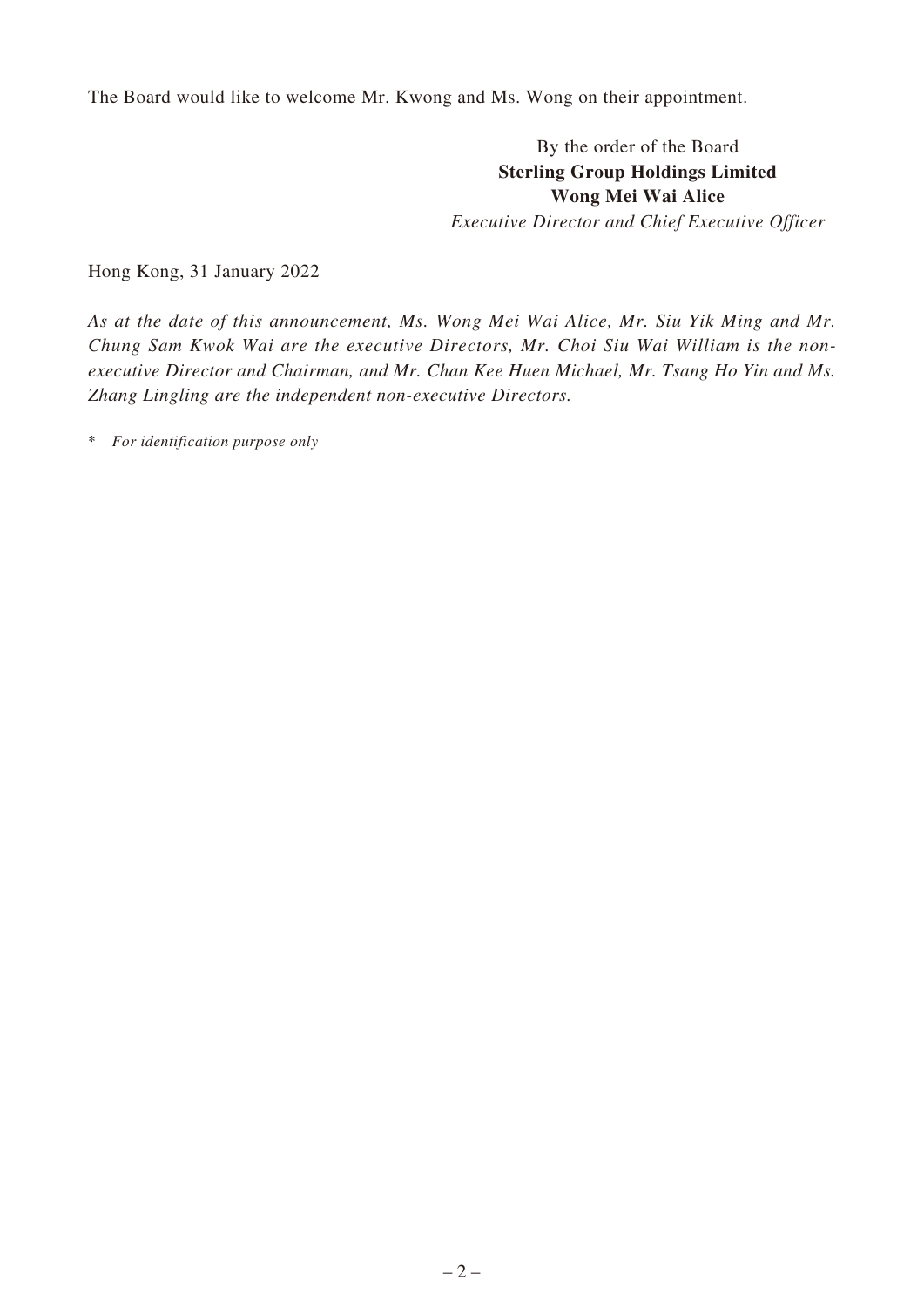The Board would like to welcome Mr. Kwong and Ms. Wong on their appointment.

By the order of the Board
**Sterling Group Holdings Limited**
**Wong Mei Wai Alice**
*Executive Director and Chief Executive Officer*

Hong Kong, 31 January 2022

*As at the date of this announcement, Ms. Wong Mei Wai Alice, Mr. Siu Yik Ming and Mr. Chung Sam Kwok Wai are the executive Directors, Mr. Choi Siu Wai William is the non-executive Director and Chairman, and Mr. Chan Kee Huen Michael, Mr. Tsang Ho Yin and Ms. Zhang Lingling are the independent non-executive Directors.*

\* *For identification purpose only*